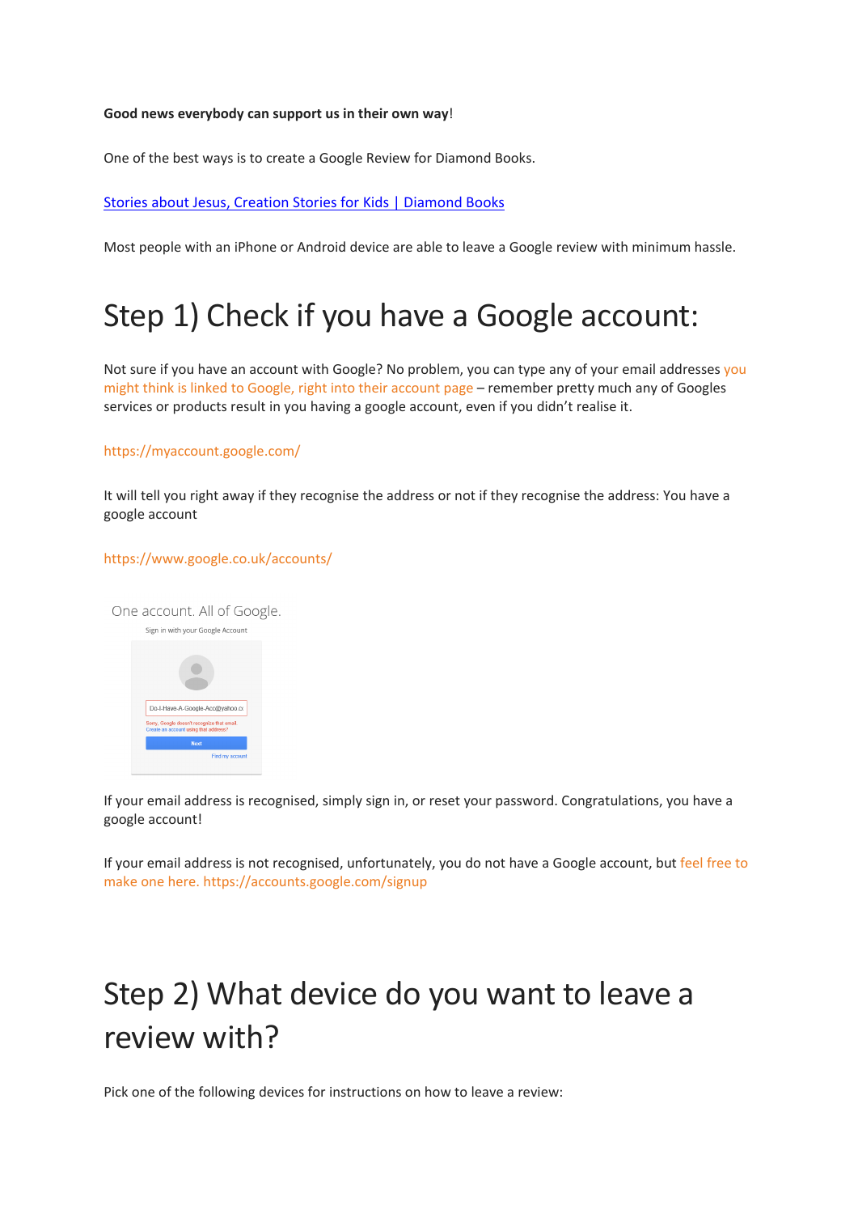**Good news everybody can support us in their own way**!

One of the best ways is to create a Google Review for Diamond Books.

[Stories about Jesus, Creation Stories for Kids | Diamond Books]()

Most people with an iPhone or Android device are able to leave a Google review with minimum hassle.

# Step 1) Check if you have a Google account:

Not sure if you have an account with Google? No problem, you can type any of your email addresses you might think is linked to Google, right into their account page – remember pretty much any of Googles services or products result in you having a google account, even if you didn't realise it.

https://myaccount.google.com/

It will tell you right away if they recognise the address or not if they recognise the address: You have a google account

https://www.google.co.uk/accounts/

One account. All of Google.

Sign in with your Google Account

Do-I-Have-A-Google-Acc@yahoo.cc

Sorry, Google doesn't recognize that email. Create an account using that address?

Next

Find my account

If your email address is recognised, simply sign in, or reset your password. Congratulations, you have a google account!

If your email address is not recognised, unfortunately, you do not have a Google account, but feel free to make one here. https://accounts.google.com/signup

# Step 2) What device do you want to leave a review with?

Pick one of the following devices for instructions on how to leave a review: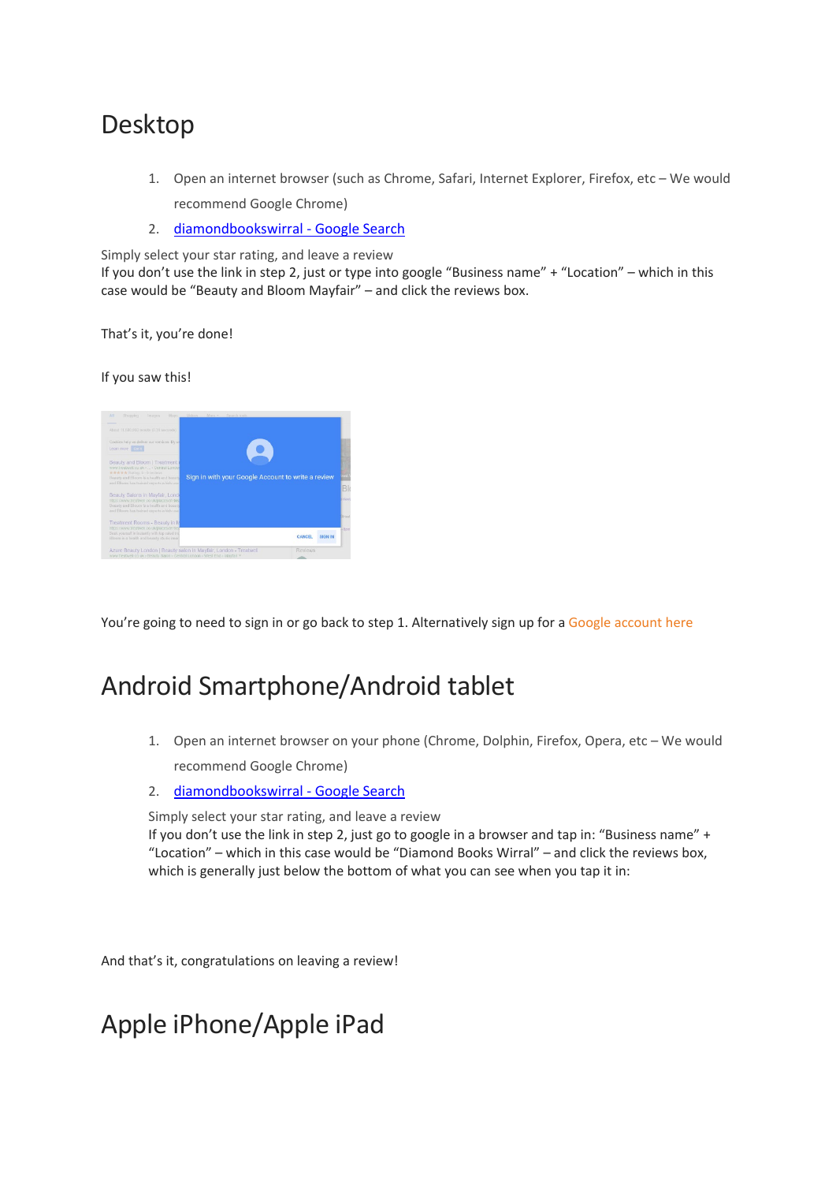# Desktop

1. Open an internet browser (such as Chrome, Safari, Internet Explorer, Firefox, etc – We would recommend Google Chrome)
2. diamondbookswirral - Google Search

Simply select your star rating, and leave a review
If you don't use the link in step 2, just or type into google "Business name" + "Location" – which in this case would be "Beauty and Bloom Mayfair" – and click the reviews box.

That's it, you're done!

If you saw this!

You're going to need to sign in or go back to step 1. Alternatively sign up for a Google account here

# Android Smartphone/Android tablet

1. Open an internet browser on your phone (Chrome, Dolphin, Firefox, Opera, etc – We would recommend Google Chrome)
2. diamondbookswirral - Google Search

   Simply select your star rating, and leave a review
   If you don't use the link in step 2, just go to google in a browser and tap in: "Business name" + "Location" – which in this case would be "Diamond Books Wirral" – and click the reviews box, which is generally just below the bottom of what you can see when you tap it in:

And that's it, congratulations on leaving a review!

# Apple iPhone/Apple iPad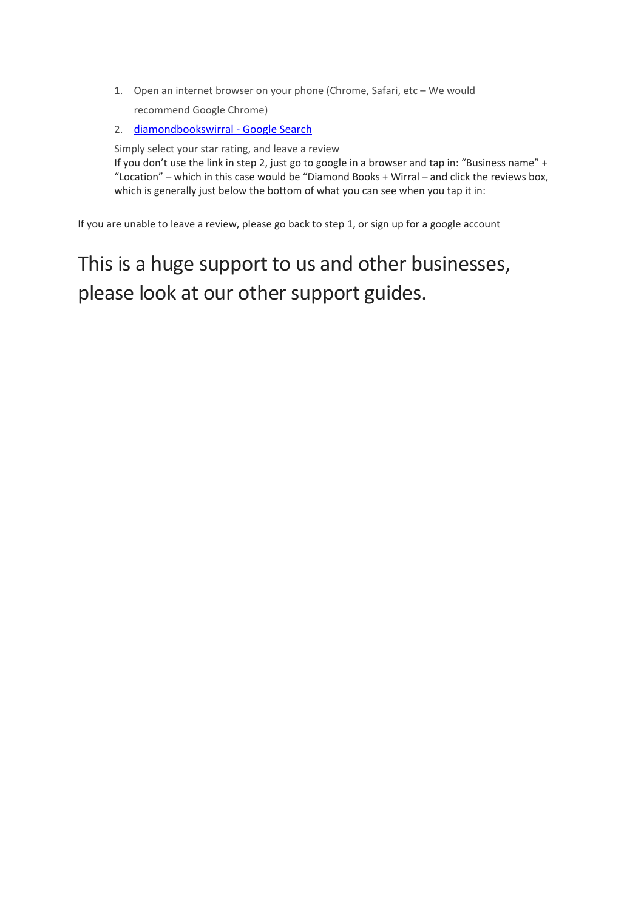1. Open an internet browser on your phone (Chrome, Safari, etc – We would recommend Google Chrome)
2. [diamondbookswirral - Google Search]()

Simply select your star rating, and leave a review

If you don't use the link in step 2, just go to google in a browser and tap in: "Business name" + "Location" – which in this case would be "Diamond Books + Wirral – and click the reviews box, which is generally just below the bottom of what you can see when you tap it in:

If you are unable to leave a review, please go back to step 1, or sign up for a google account

# This is a huge support to us and other businesses, please look at our other support guides.